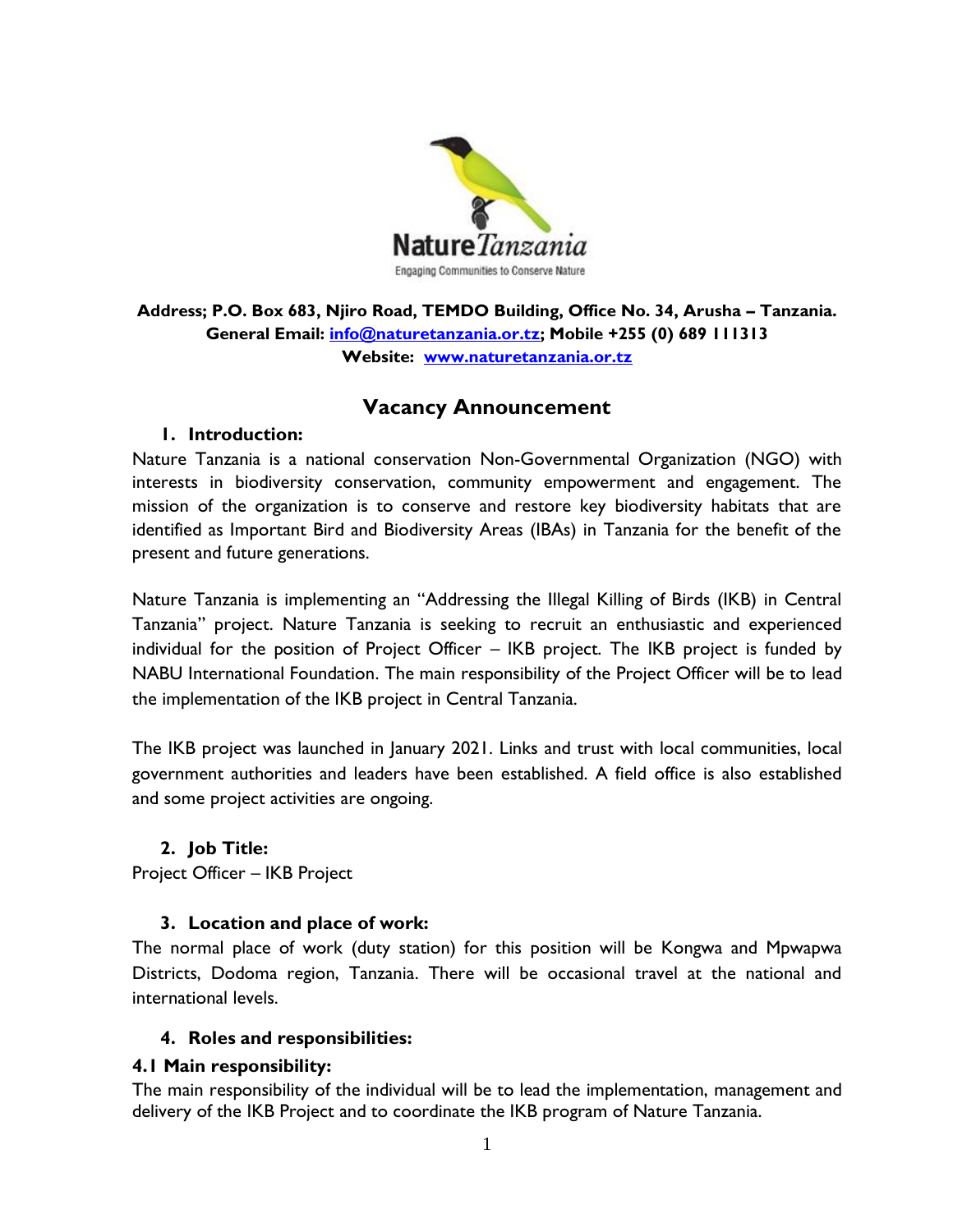Nature*Tanzania*

Engaging Communities to Conserve Nature

**Address; P.O. Box 683, Njiro Road, TEMDO Building, Office No. 34, Arusha – Tanzania.**
**General Email: info@naturetanzania.or.tz; Mobile +255 (0) 689 111313**
**Website: www.naturetanzania.or.tz**

# Vacancy Announcement

## 1. Introduction:

Nature Tanzania is a national conservation Non-Governmental Organization (NGO) with interests in biodiversity conservation, community empowerment and engagement. The mission of the organization is to conserve and restore key biodiversity habitats that are identified as Important Bird and Biodiversity Areas (IBAs) in Tanzania for the benefit of the present and future generations.

Nature Tanzania is implementing an "Addressing the Illegal Killing of Birds (IKB) in Central Tanzania" project. Nature Tanzania is seeking to recruit an enthusiastic and experienced individual for the position of Project Officer – IKB project. The IKB project is funded by NABU International Foundation. The main responsibility of the Project Officer will be to lead the implementation of the IKB project in Central Tanzania.

The IKB project was launched in January 2021. Links and trust with local communities, local government authorities and leaders have been established. A field office is also established and some project activities are ongoing.

## 2. Job Title:

Project Officer – IKB Project

## 3. Location and place of work:

The normal place of work (duty station) for this position will be Kongwa and Mpwapwa Districts, Dodoma region, Tanzania. There will be occasional travel at the national and international levels.

## 4. Roles and responsibilities:

### 4.1 Main responsibility:

The main responsibility of the individual will be to lead the implementation, management and delivery of the IKB Project and to coordinate the IKB program of Nature Tanzania.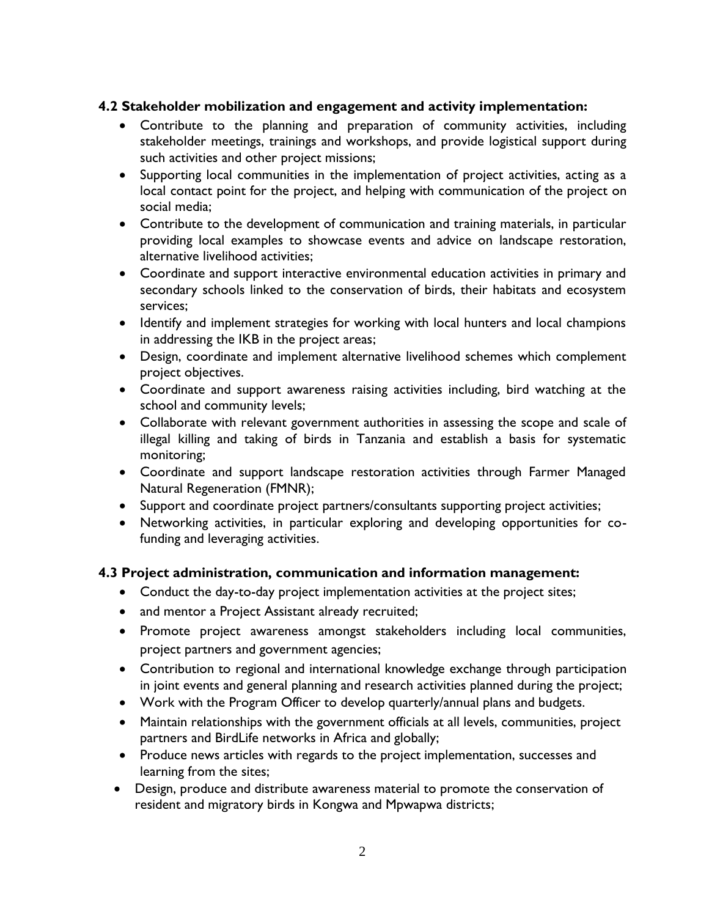### 4.2 Stakeholder mobilization and engagement and activity implementation:

- Contribute to the planning and preparation of community activities, including stakeholder meetings, trainings and workshops, and provide logistical support during such activities and other project missions;
- Supporting local communities in the implementation of project activities, acting as a local contact point for the project, and helping with communication of the project on social media;
- Contribute to the development of communication and training materials, in particular providing local examples to showcase events and advice on landscape restoration, alternative livelihood activities;
- Coordinate and support interactive environmental education activities in primary and secondary schools linked to the conservation of birds, their habitats and ecosystem services;
- Identify and implement strategies for working with local hunters and local champions in addressing the IKB in the project areas;
- Design, coordinate and implement alternative livelihood schemes which complement project objectives.
- Coordinate and support awareness raising activities including, bird watching at the school and community levels;
- Collaborate with relevant government authorities in assessing the scope and scale of illegal killing and taking of birds in Tanzania and establish a basis for systematic monitoring;
- Coordinate and support landscape restoration activities through Farmer Managed Natural Regeneration (FMNR);
- Support and coordinate project partners/consultants supporting project activities;
- Networking activities, in particular exploring and developing opportunities for co-funding and leveraging activities.

### 4.3 Project administration, communication and information management:

- Conduct the day-to-day project implementation activities at the project sites;
- and mentor a Project Assistant already recruited;
- Promote project awareness amongst stakeholders including local communities, project partners and government agencies;
- Contribution to regional and international knowledge exchange through participation in joint events and general planning and research activities planned during the project;
- Work with the Program Officer to develop quarterly/annual plans and budgets.
- Maintain relationships with the government officials at all levels, communities, project partners and BirdLife networks in Africa and globally;
- Produce news articles with regards to the project implementation, successes and learning from the sites;
- Design, produce and distribute awareness material to promote the conservation of resident and migratory birds in Kongwa and Mpwapwa districts;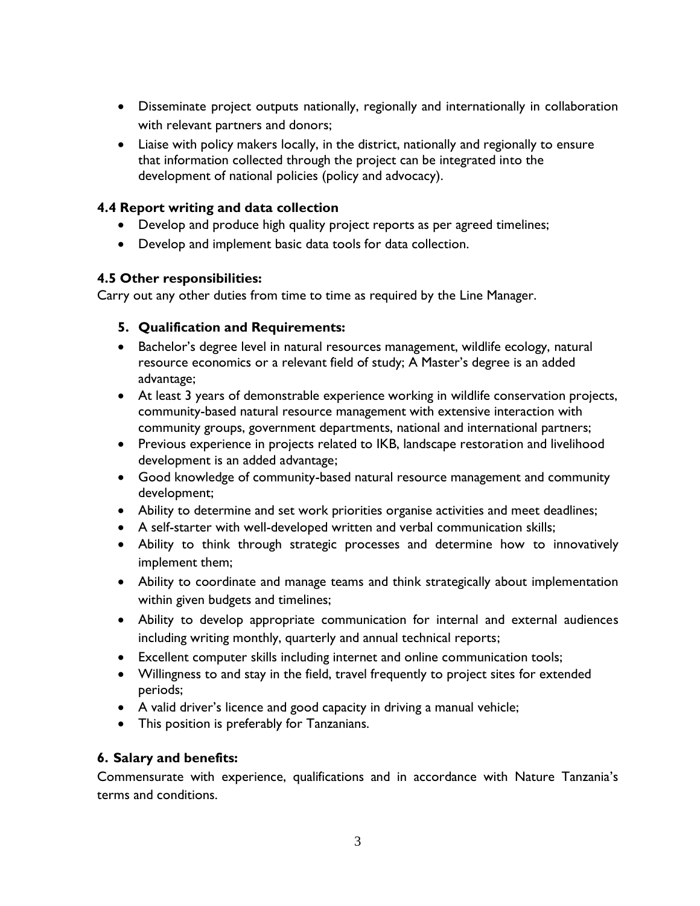- Disseminate project outputs nationally, regionally and internationally in collaboration with relevant partners and donors;
- Liaise with policy makers locally, in the district, nationally and regionally to ensure that information collected through the project can be integrated into the development of national policies (policy and advocacy).

### 4.4 Report writing and data collection

- Develop and produce high quality project reports as per agreed timelines;
- Develop and implement basic data tools for data collection.

### 4.5 Other responsibilities:

Carry out any other duties from time to time as required by the Line Manager.

## 5. Qualification and Requirements:

- Bachelor's degree level in natural resources management, wildlife ecology, natural resource economics or a relevant field of study; A Master's degree is an added advantage;
- At least 3 years of demonstrable experience working in wildlife conservation projects, community-based natural resource management with extensive interaction with community groups, government departments, national and international partners;
- Previous experience in projects related to IKB, landscape restoration and livelihood development is an added advantage;
- Good knowledge of community-based natural resource management and community development;
- Ability to determine and set work priorities organise activities and meet deadlines;
- A self-starter with well-developed written and verbal communication skills;
- Ability to think through strategic processes and determine how to innovatively implement them;
- Ability to coordinate and manage teams and think strategically about implementation within given budgets and timelines;
- Ability to develop appropriate communication for internal and external audiences including writing monthly, quarterly and annual technical reports;
- Excellent computer skills including internet and online communication tools;
- Willingness to and stay in the field, travel frequently to project sites for extended periods;
- A valid driver's licence and good capacity in driving a manual vehicle;
- This position is preferably for Tanzanians.

## 6. Salary and benefits:

Commensurate with experience, qualifications and in accordance with Nature Tanzania's terms and conditions.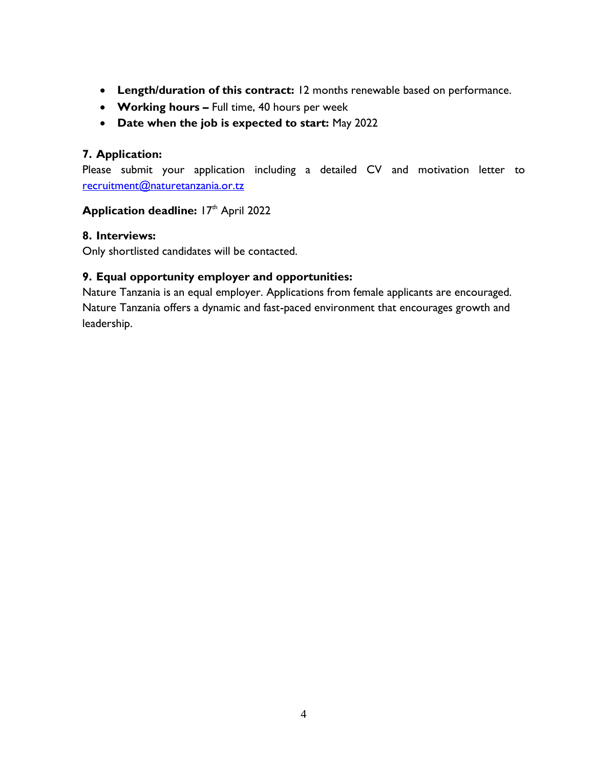- **Length/duration of this contract:** 12 months renewable based on performance.
- **Working hours –** Full time, 40 hours per week
- **Date when the job is expected to start:** May 2022

### 7. Application:

Please submit your application including a detailed CV and motivation letter to recruitment@naturetanzania.or.tz

**Application deadline:** 17th April 2022

### 8. Interviews:

Only shortlisted candidates will be contacted.

### 9. Equal opportunity employer and opportunities:

Nature Tanzania is an equal employer. Applications from female applicants are encouraged. Nature Tanzania offers a dynamic and fast-paced environment that encourages growth and leadership.